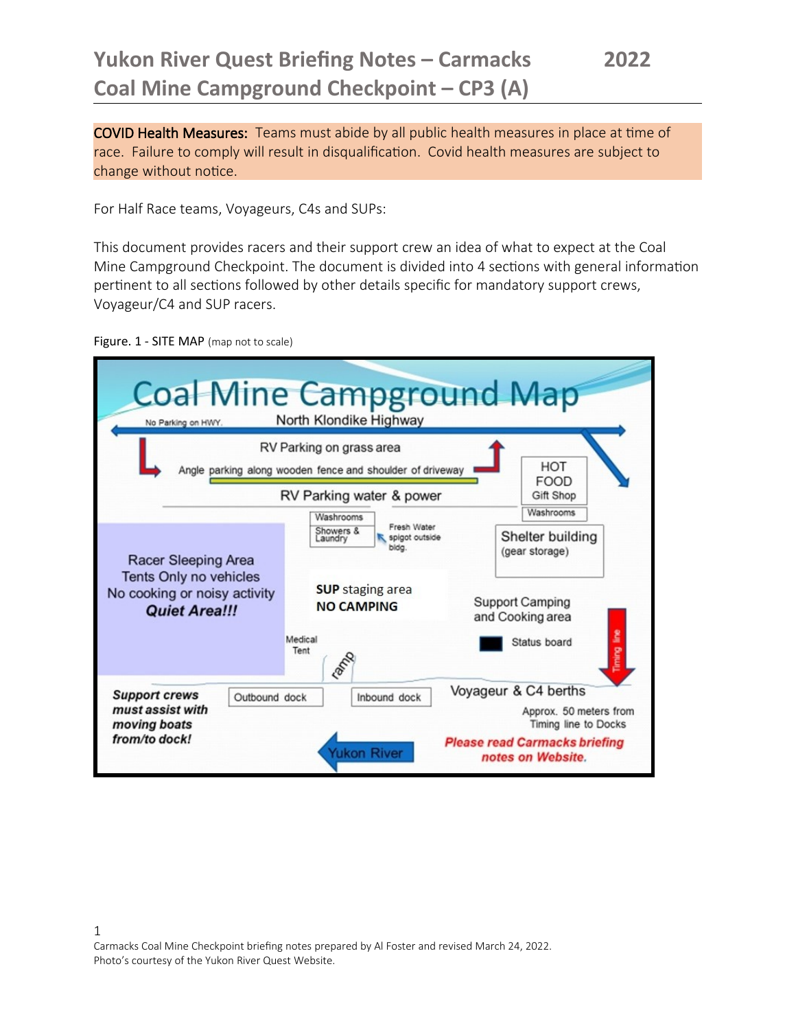# Yukon River Quest Briefing Notes – Carmacks Coal Mine Campground Checkpoint – CP3 (A) 2022

**COVID Health Measures:** Teams must abide by all public health measures in place at time of race. Failure to comply will result in disqualification. Covid health measures are subject to change without notice.

For Half Race teams, Voyageurs, C4s and SUPs:

This document provides racers and their support crew an idea of what to expect at the Coal Mine Campground Checkpoint. The document is divided into 4 sections with general information pertinent to all sections followed by other details specific for mandatory support crews, Voyageur/C4 and SUP racers.

Figure. 1 - SITE MAP (map not to scale)

Coal Mine Campground Map

No Parking on HWY. North Klondike Highway

RV Parking on grass area

Angle parking along wooden fence and shoulder of driveway

HOT FOOD Gift Shop

RV Parking water & power

Washrooms

Washrooms

Showers & Laundry

Fresh Water spigot outside bldg.

Shelter building (gear storage)

Racer Sleeping Area Tents Only no vehicles No cooking or noisy activity *Quiet Area!!!*

**SUP** staging area **NO CAMPING**

Support Camping and Cooking area

Medical Tent

ramp

Status board

Timing line

***Support crews must assist with moving boats from/to dock!***

Outbound dock

Inbound dock

Voyageur & C4 berths

Approx. 50 meters from Timing line to Docks

Yukon River

***Please read Carmacks briefing notes on Website.***

Carmacks Coal Mine Checkpoint briefing notes prepared by Al Foster and revised March 24, 2022.
Photo's courtesy of the Yukon River Quest Website.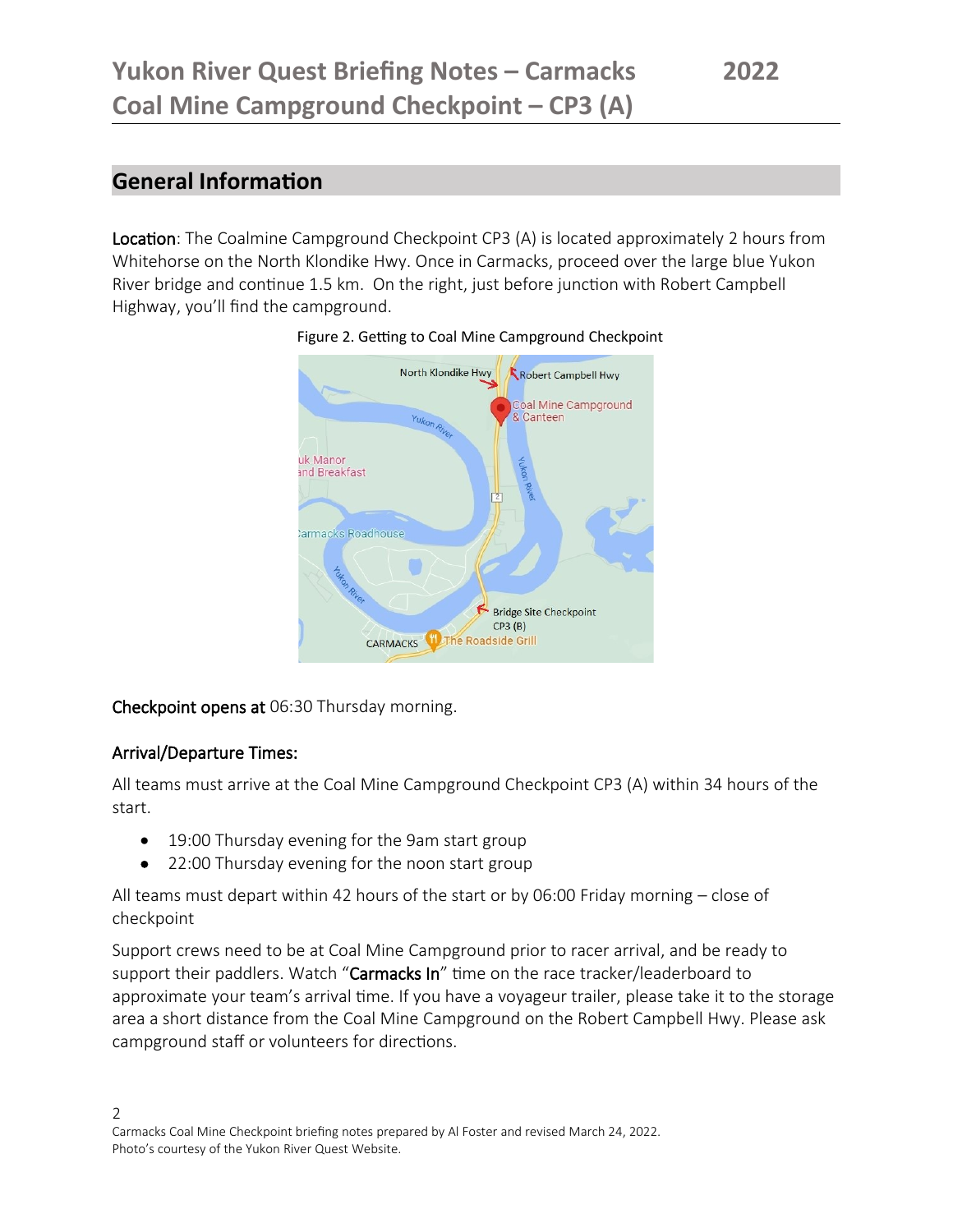# Yukon River Quest Briefing Notes – Carmacks Coal Mine Campground Checkpoint – CP3 (A) 2022

## General Information

**Location**: The Coalmine Campground Checkpoint CP3 (A) is located approximately 2 hours from Whitehorse on the North Klondike Hwy. Once in Carmacks, proceed over the large blue Yukon River bridge and continue 1.5 km. On the right, just before junction with Robert Campbell Highway, you'll find the campground.

Figure 2. Getting to Coal Mine Campground Checkpoint

**Checkpoint opens at** 06:30 Thursday morning.

### Arrival/Departure Times:

All teams must arrive at the Coal Mine Campground Checkpoint CP3 (A) within 34 hours of the start.

- 19:00 Thursday evening for the 9am start group
- 22:00 Thursday evening for the noon start group

All teams must depart within 42 hours of the start or by 06:00 Friday morning – close of checkpoint

Support crews need to be at Coal Mine Campground prior to racer arrival, and be ready to support their paddlers. Watch "**Carmacks In**" time on the race tracker/leaderboard to approximate your team's arrival time. If you have a voyageur trailer, please take it to the storage area a short distance from the Coal Mine Campground on the Robert Campbell Hwy. Please ask campground staff or volunteers for directions.

Carmacks Coal Mine Checkpoint briefing notes prepared by Al Foster and revised March 24, 2022.
Photo's courtesy of the Yukon River Quest Website.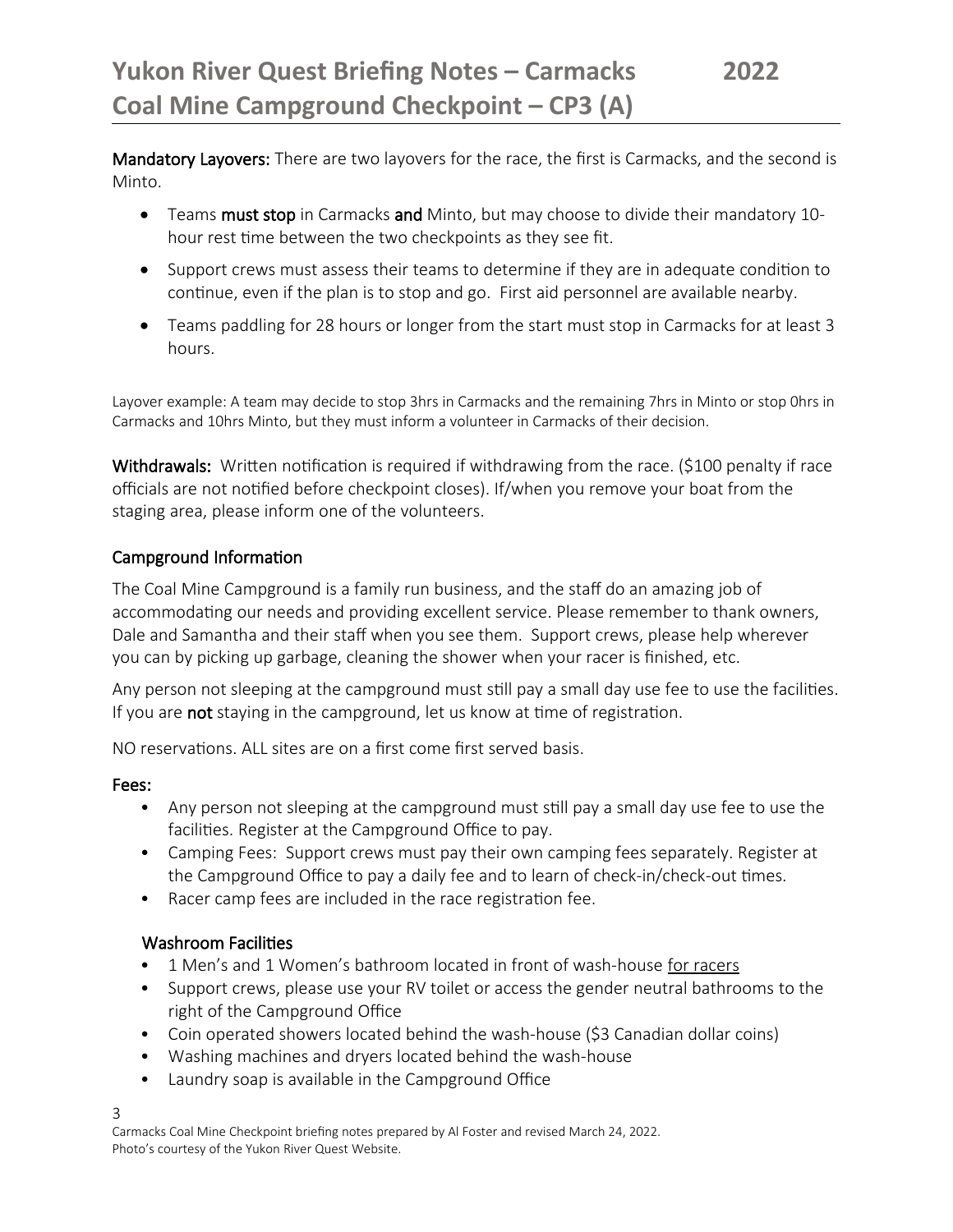# Yukon River Quest Briefing Notes – Carmacks 2022
# Coal Mine Campground Checkpoint – CP3 (A)

**Mandatory Layovers:** There are two layovers for the race, the first is Carmacks, and the second is Minto.

- Teams **must stop** in Carmacks **and** Minto, but may choose to divide their mandatory 10-hour rest time between the two checkpoints as they see fit.
- Support crews must assess their teams to determine if they are in adequate condition to continue, even if the plan is to stop and go. First aid personnel are available nearby.
- Teams paddling for 28 hours or longer from the start must stop in Carmacks for at least 3 hours.

Layover example: A team may decide to stop 3hrs in Carmacks and the remaining 7hrs in Minto or stop 0hrs in Carmacks and 10hrs Minto, but they must inform a volunteer in Carmacks of their decision.

**Withdrawals:** Written notification is required if withdrawing from the race. ($100 penalty if race officials are not notified before checkpoint closes). If/when you remove your boat from the staging area, please inform one of the volunteers.

## Campground Information

The Coal Mine Campground is a family run business, and the staff do an amazing job of accommodating our needs and providing excellent service. Please remember to thank owners, Dale and Samantha and their staff when you see them. Support crews, please help wherever you can by picking up garbage, cleaning the shower when your racer is finished, etc.

Any person not sleeping at the campground must still pay a small day use fee to use the facilities. If you are **not** staying in the campground, let us know at time of registration.

NO reservations. ALL sites are on a first come first served basis.

### Fees:

- Any person not sleeping at the campground must still pay a small day use fee to use the facilities. Register at the Campground Office to pay.
- Camping Fees: Support crews must pay their own camping fees separately. Register at the Campground Office to pay a daily fee and to learn of check-in/check-out times.
- Racer camp fees are included in the race registration fee.

### Washroom Facilities

- 1 Men's and 1 Women's bathroom located in front of wash-house <u>for racers</u>
- Support crews, please use your RV toilet or access the gender neutral bathrooms to the right of the Campground Office
- Coin operated showers located behind the wash-house ($3 Canadian dollar coins)
- Washing machines and dryers located behind the wash-house
- Laundry soap is available in the Campground Office

Carmacks Coal Mine Checkpoint briefing notes prepared by Al Foster and revised March 24, 2022.
Photo's courtesy of the Yukon River Quest Website.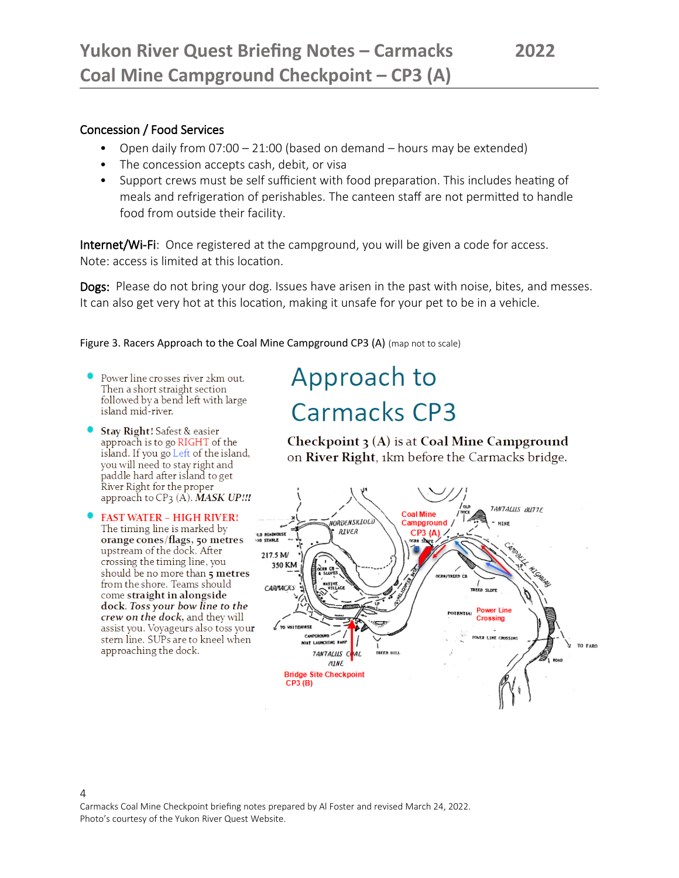## Concession / Food Services

- Open daily from 07:00 – 21:00 (based on demand – hours may be extended)
- The concession accepts cash, debit, or visa
- Support crews must be self sufficient with food preparation. This includes heating of meals and refrigeration of perishables. The canteen staff are not permitted to handle food from outside their facility.

**Internet/Wi-Fi**: Once registered at the campground, you will be given a code for access. Note: access is limited at this location.

**Dogs:** Please do not bring your dog. Issues have arisen in the past with noise, bites, and messes. It can also get very hot at this location, making it unsafe for your pet to be in a vehicle.

Figure 3. Racers Approach to the Coal Mine Campground CP3 (A) (map not to scale)

- Power line crosses river 2km out. Then a short straight section followed by a bend left with large island mid-river.
- **Stay Right!** Safest & easier approach is to go RIGHT of the island. If you go Left of the island, you will need to stay right and paddle hard after island to get River Right for the proper approach to CP3 (A). ***MASK UP!!!***
- FAST WATER – HIGH RIVER! The timing line is marked by **orange cones/flags, 50 metres** upstream of the dock. After crossing the timing line, you should be no more than **5 metres** from the shore. Teams should come **straight in alongside dock**. ***Toss your bow line to the crew on the dock***, and they will assist you. Voyageurs also toss your stern line. SUPs are to kneel when approaching the dock.

# Approach to Carmacks CP3

**Checkpoint 3 (A)** is at **Coal Mine Campground** on **River Right**, 1km before the Carmacks bridge.

Coal Mine Campground CP3 (A)

Power Line Crossing

Bridge Site Checkpoint CP3 (B)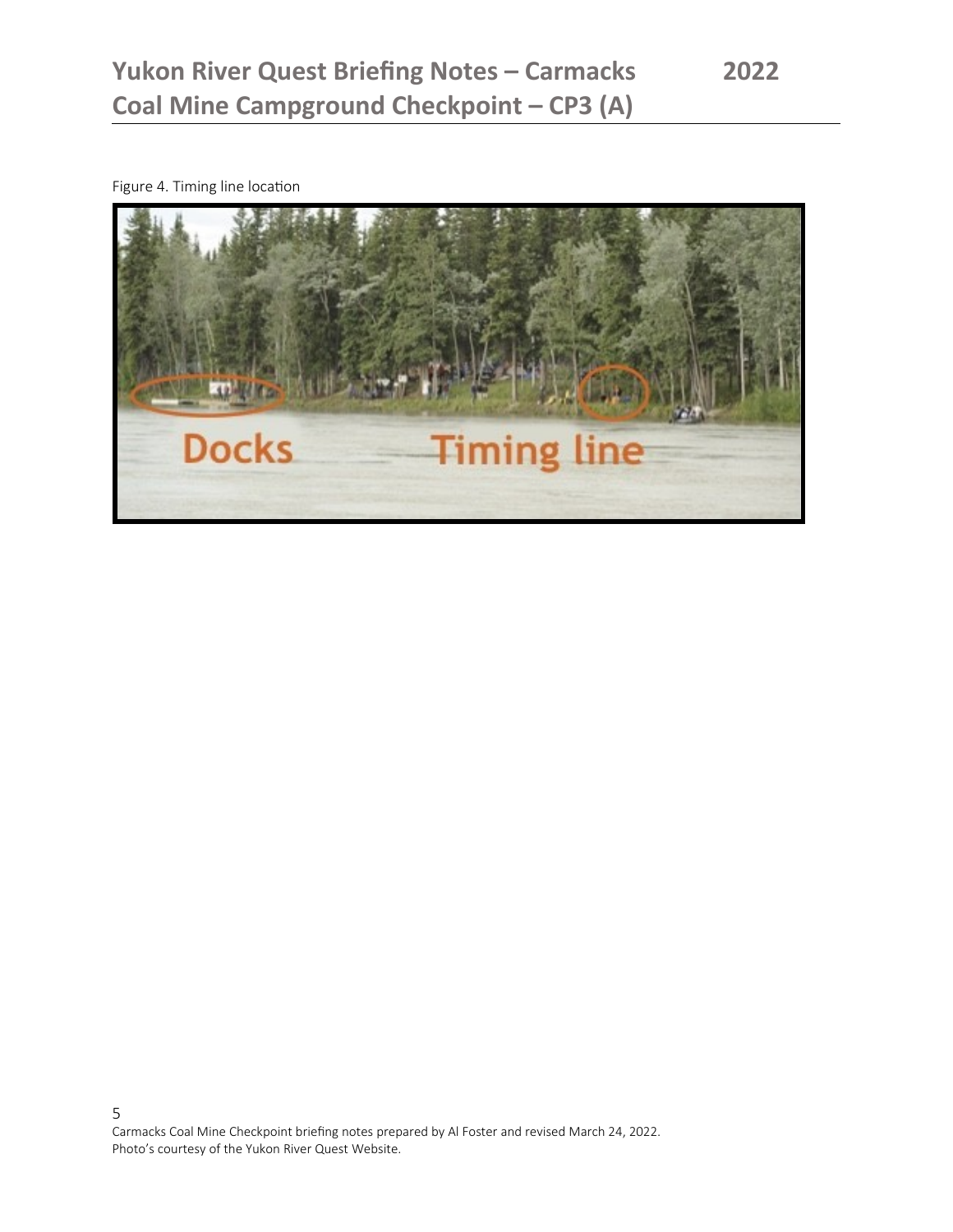Figure 4. Timing line location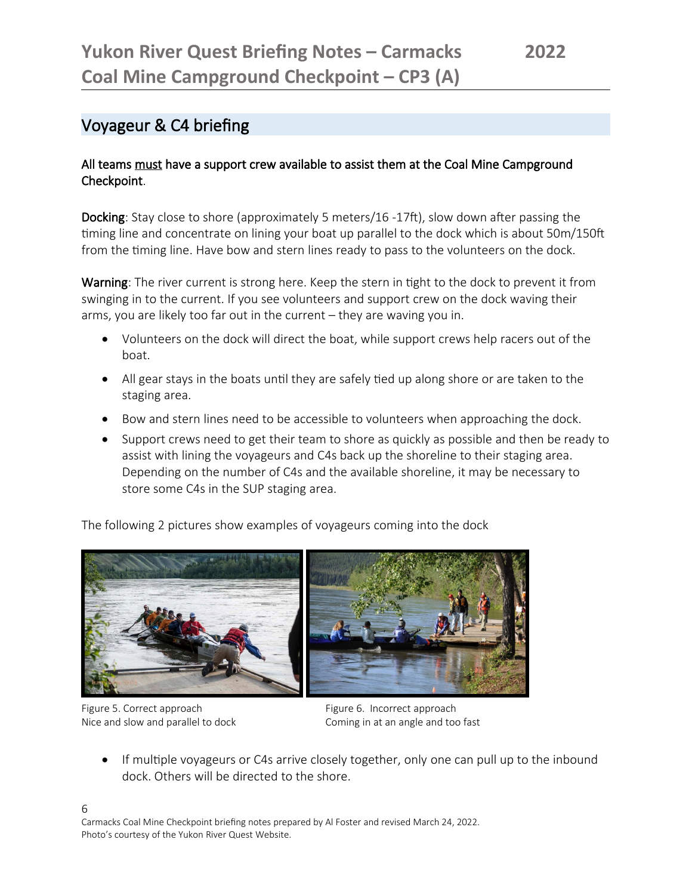## Voyageur & C4 briefing

**All teams <u>must</u> have a support crew available to assist them at the Coal Mine Campground Checkpoint.**

**Docking**: Stay close to shore (approximately 5 meters/16 -17ft), slow down after passing the timing line and concentrate on lining your boat up parallel to the dock which is about 50m/150ft from the timing line. Have bow and stern lines ready to pass to the volunteers on the dock.

**Warning**: The river current is strong here. Keep the stern in tight to the dock to prevent it from swinging in to the current. If you see volunteers and support crew on the dock waving their arms, you are likely too far out in the current – they are waving you in.

- Volunteers on the dock will direct the boat, while support crews help racers out of the boat.
- All gear stays in the boats until they are safely tied up along shore or are taken to the staging area.
- Bow and stern lines need to be accessible to volunteers when approaching the dock.
- Support crews need to get their team to shore as quickly as possible and then be ready to assist with lining the voyageurs and C4s back up the shoreline to their staging area. Depending on the number of C4s and the available shoreline, it may be necessary to store some C4s in the SUP staging area.

The following 2 pictures show examples of voyageurs coming into the dock

Figure 5. Correct approach
Nice and slow and parallel to dock

Figure 6. Incorrect approach
Coming in at an angle and too fast

- If multiple voyageurs or C4s arrive closely together, only one can pull up to the inbound dock. Others will be directed to the shore.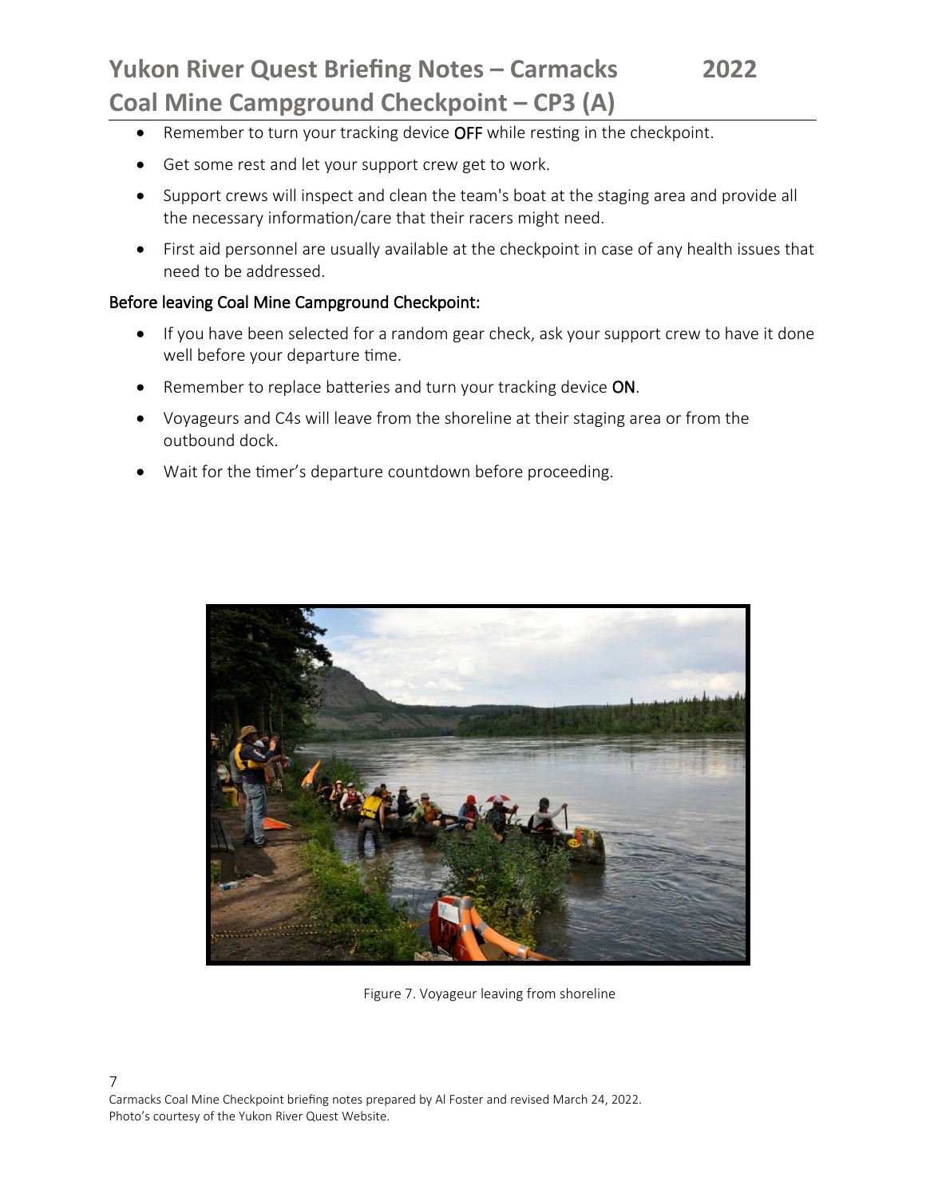- Remember to turn your tracking device **OFF** while resting in the checkpoint.
- Get some rest and let your support crew get to work.
- Support crews will inspect and clean the team's boat at the staging area and provide all the necessary information/care that their racers might need.
- First aid personnel are usually available at the checkpoint in case of any health issues that need to be addressed.

### Before leaving Coal Mine Campground Checkpoint:

- If you have been selected for a random gear check, ask your support crew to have it done well before your departure time.
- Remember to replace batteries and turn your tracking device **ON**.
- Voyageurs and C4s will leave from the shoreline at their staging area or from the outbound dock.
- Wait for the timer's departure countdown before proceeding.

Figure 7. Voyageur leaving from shoreline

Carmacks Coal Mine Checkpoint briefing notes prepared by Al Foster and revised March 24, 2022.
Photo's courtesy of the Yukon River Quest Website.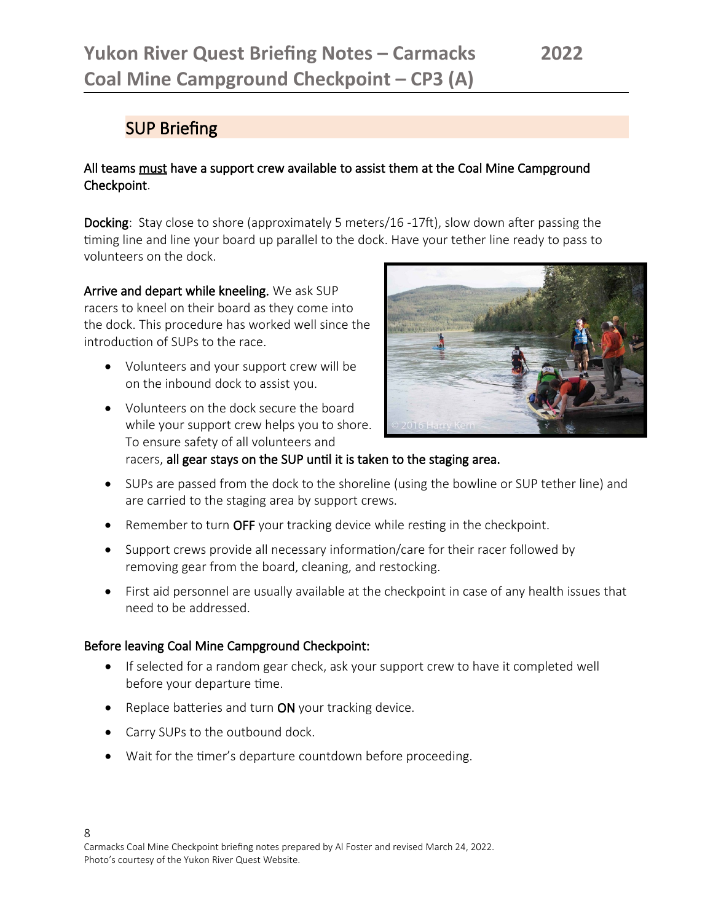## SUP Briefing

**All teams must have a support crew available to assist them at the Coal Mine Campground Checkpoint**.

**Docking**: Stay close to shore (approximately 5 meters/16 -17ft), slow down after passing the timing line and line your board up parallel to the dock. Have your tether line ready to pass to volunteers on the dock.

**Arrive and depart while kneeling.** We ask SUP racers to kneel on their board as they come into the dock. This procedure has worked well since the introduction of SUPs to the race.

- Volunteers and your support crew will be on the inbound dock to assist you.
- Volunteers on the dock secure the board while your support crew helps you to shore. To ensure safety of all volunteers and racers, **all gear stays on the SUP until it is taken to the staging area.**
- SUPs are passed from the dock to the shoreline (using the bowline or SUP tether line) and are carried to the staging area by support crews.
- Remember to turn **OFF** your tracking device while resting in the checkpoint.
- Support crews provide all necessary information/care for their racer followed by removing gear from the board, cleaning, and restocking.
- First aid personnel are usually available at the checkpoint in case of any health issues that need to be addressed.

**Before leaving Coal Mine Campground Checkpoint:**

- If selected for a random gear check, ask your support crew to have it completed well before your departure time.
- Replace batteries and turn **ON** your tracking device.
- Carry SUPs to the outbound dock.
- Wait for the timer's departure countdown before proceeding.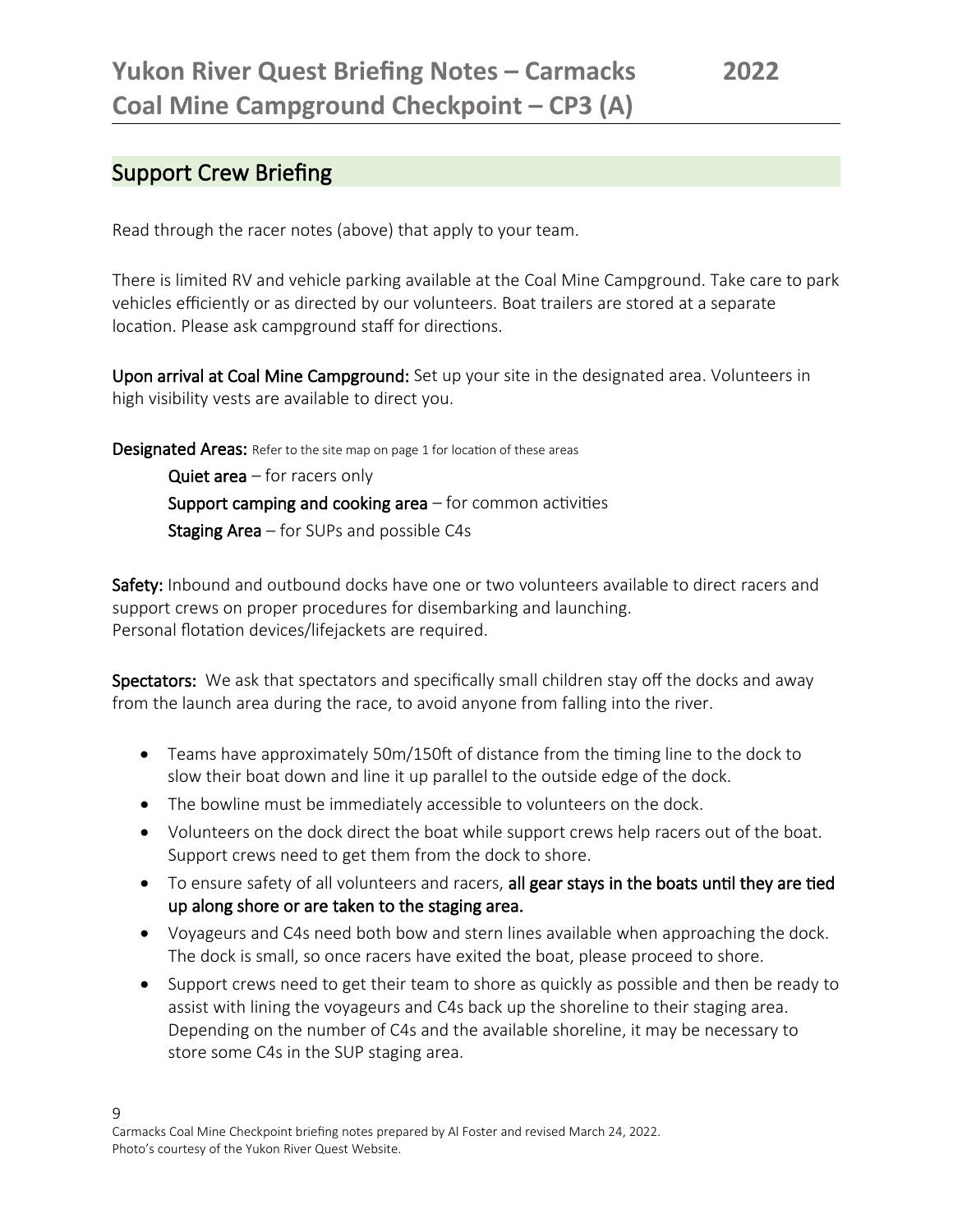## Support Crew Briefing

Read through the racer notes (above) that apply to your team.

There is limited RV and vehicle parking available at the Coal Mine Campground. Take care to park vehicles efficiently or as directed by our volunteers. Boat trailers are stored at a separate location. Please ask campground staff for directions.

**Upon arrival at Coal Mine Campground:** Set up your site in the designated area. Volunteers in high visibility vests are available to direct you.

**Designated Areas:** Refer to the site map on page 1 for location of these areas

- **Quiet area** – for racers only
- **Support camping and cooking area** – for common activities
- **Staging Area** – for SUPs and possible C4s

**Safety:** Inbound and outbound docks have one or two volunteers available to direct racers and support crews on proper procedures for disembarking and launching.
Personal flotation devices/lifejackets are required.

**Spectators:** We ask that spectators and specifically small children stay off the docks and away from the launch area during the race, to avoid anyone from falling into the river.

- Teams have approximately 50m/150ft of distance from the timing line to the dock to slow their boat down and line it up parallel to the outside edge of the dock.
- The bowline must be immediately accessible to volunteers on the dock.
- Volunteers on the dock direct the boat while support crews help racers out of the boat. Support crews need to get them from the dock to shore.
- To ensure safety of all volunteers and racers, **all gear stays in the boats until they are tied up along shore or are taken to the staging area.**
- Voyageurs and C4s need both bow and stern lines available when approaching the dock. The dock is small, so once racers have exited the boat, please proceed to shore.
- Support crews need to get their team to shore as quickly as possible and then be ready to assist with lining the voyageurs and C4s back up the shoreline to their staging area. Depending on the number of C4s and the available shoreline, it may be necessary to store some C4s in the SUP staging area.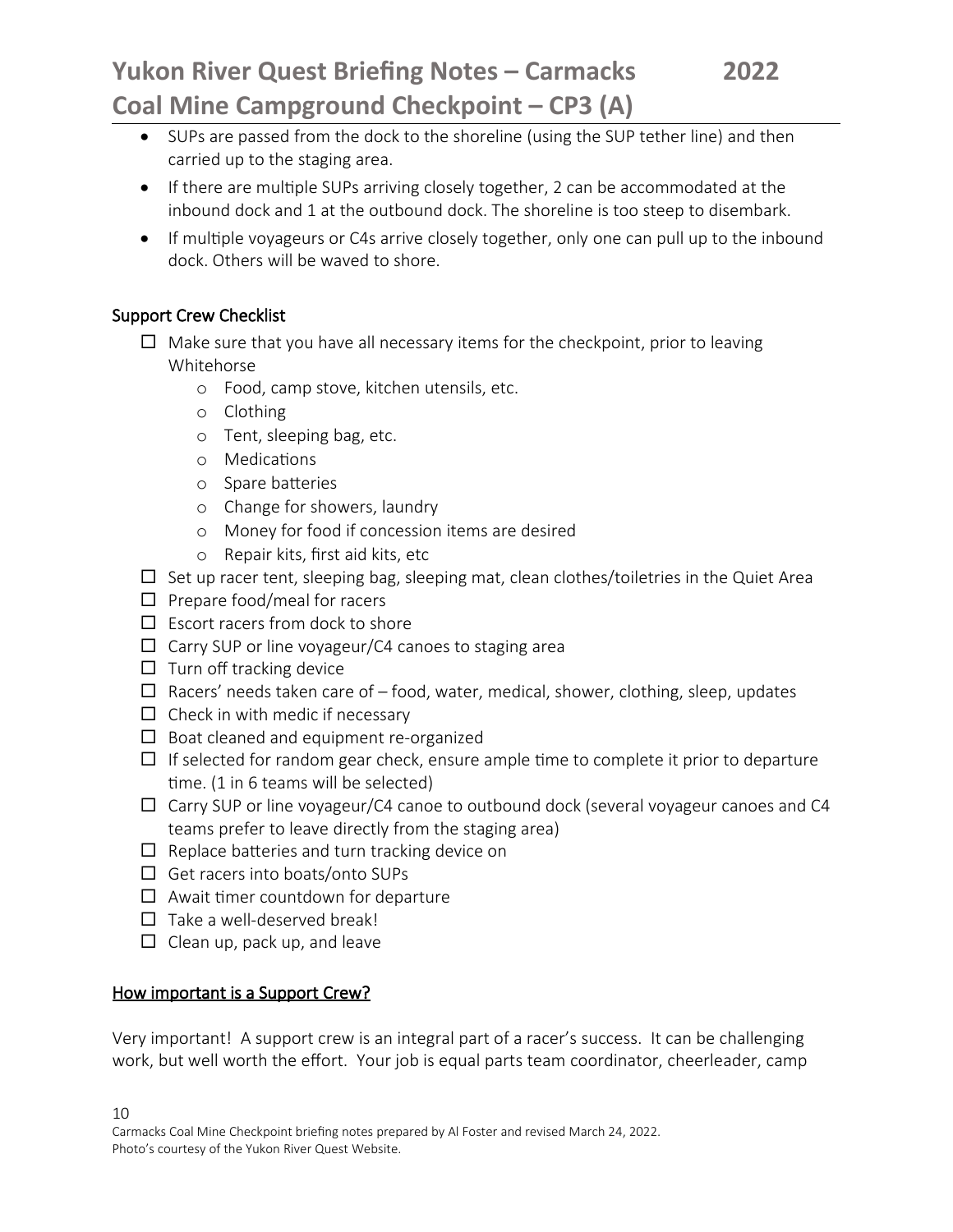- SUPs are passed from the dock to the shoreline (using the SUP tether line) and then carried up to the staging area.
- If there are multiple SUPs arriving closely together, 2 can be accommodated at the inbound dock and 1 at the outbound dock. The shoreline is too steep to disembark.
- If multiple voyageurs or C4s arrive closely together, only one can pull up to the inbound dock. Others will be waved to shore.

## Support Crew Checklist

- ☐ Make sure that you have all necessary items for the checkpoint, prior to leaving Whitehorse
    - Food, camp stove, kitchen utensils, etc.
    - Clothing
    - Tent, sleeping bag, etc.
    - Medications
    - Spare batteries
    - Change for showers, laundry
    - Money for food if concession items are desired
    - Repair kits, first aid kits, etc
- ☐ Set up racer tent, sleeping bag, sleeping mat, clean clothes/toiletries in the Quiet Area
- ☐ Prepare food/meal for racers
- ☐ Escort racers from dock to shore
- ☐ Carry SUP or line voyageur/C4 canoes to staging area
- ☐ Turn off tracking device
- ☐ Racers' needs taken care of – food, water, medical, shower, clothing, sleep, updates
- ☐ Check in with medic if necessary
- ☐ Boat cleaned and equipment re-organized
- ☐ If selected for random gear check, ensure ample time to complete it prior to departure time. (1 in 6 teams will be selected)
- ☐ Carry SUP or line voyageur/C4 canoe to outbound dock (several voyageur canoes and C4 teams prefer to leave directly from the staging area)
- ☐ Replace batteries and turn tracking device on
- ☐ Get racers into boats/onto SUPs
- ☐ Await timer countdown for departure
- ☐ Take a well-deserved break!
- ☐ Clean up, pack up, and leave

## How important is a Support Crew?

Very important! A support crew is an integral part of a racer's success. It can be challenging work, but well worth the effort. Your job is equal parts team coordinator, cheerleader, camp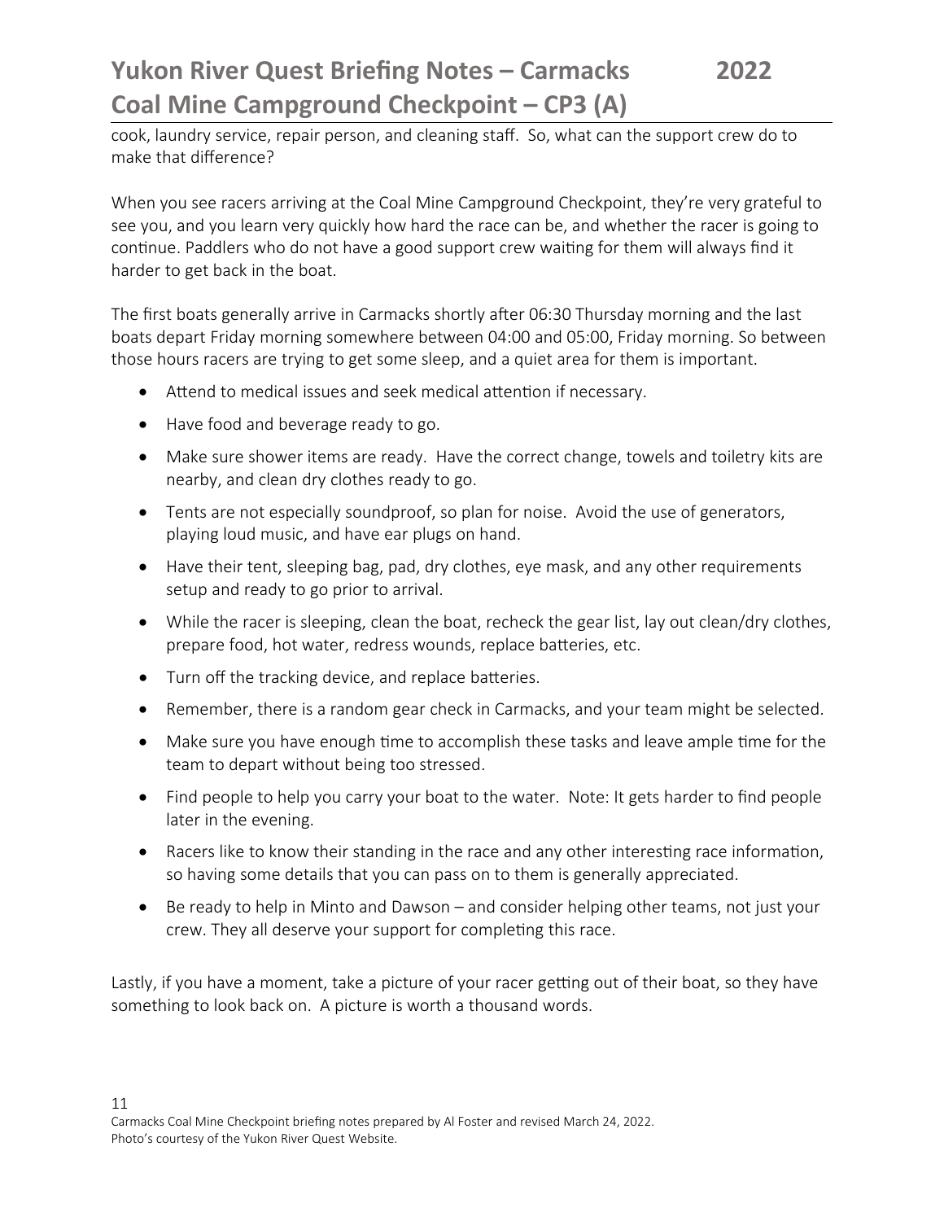cook, laundry service, repair person, and cleaning staff. So, what can the support crew do to make that difference?

When you see racers arriving at the Coal Mine Campground Checkpoint, they're very grateful to see you, and you learn very quickly how hard the race can be, and whether the racer is going to continue. Paddlers who do not have a good support crew waiting for them will always find it harder to get back in the boat.

The first boats generally arrive in Carmacks shortly after 06:30 Thursday morning and the last boats depart Friday morning somewhere between 04:00 and 05:00, Friday morning. So between those hours racers are trying to get some sleep, and a quiet area for them is important.

- Attend to medical issues and seek medical attention if necessary.
- Have food and beverage ready to go.
- Make sure shower items are ready. Have the correct change, towels and toiletry kits are nearby, and clean dry clothes ready to go.
- Tents are not especially soundproof, so plan for noise. Avoid the use of generators, playing loud music, and have ear plugs on hand.
- Have their tent, sleeping bag, pad, dry clothes, eye mask, and any other requirements setup and ready to go prior to arrival.
- While the racer is sleeping, clean the boat, recheck the gear list, lay out clean/dry clothes, prepare food, hot water, redress wounds, replace batteries, etc.
- Turn off the tracking device, and replace batteries.
- Remember, there is a random gear check in Carmacks, and your team might be selected.
- Make sure you have enough time to accomplish these tasks and leave ample time for the team to depart without being too stressed.
- Find people to help you carry your boat to the water. Note: It gets harder to find people later in the evening.
- Racers like to know their standing in the race and any other interesting race information, so having some details that you can pass on to them is generally appreciated.
- Be ready to help in Minto and Dawson – and consider helping other teams, not just your crew. They all deserve your support for completing this race.

Lastly, if you have a moment, take a picture of your racer getting out of their boat, so they have something to look back on. A picture is worth a thousand words.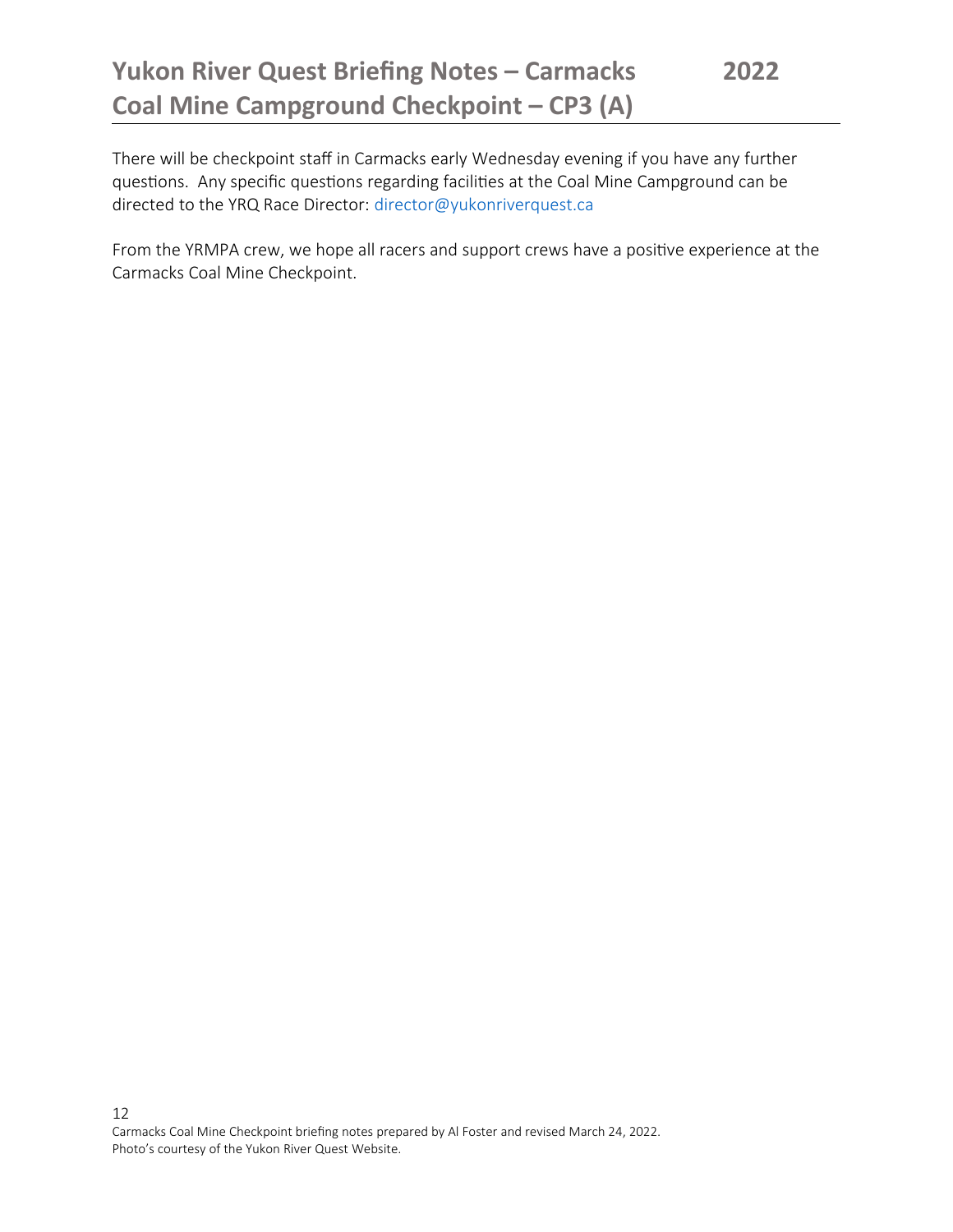There will be checkpoint staff in Carmacks early Wednesday evening if you have any further questions. Any specific questions regarding facilities at the Coal Mine Campground can be directed to the YRQ Race Director: director@yukonriverquest.ca

From the YRMPA crew, we hope all racers and support crews have a positive experience at the Carmacks Coal Mine Checkpoint.

Carmacks Coal Mine Checkpoint briefing notes prepared by Al Foster and revised March 24, 2022.
Photo's courtesy of the Yukon River Quest Website.